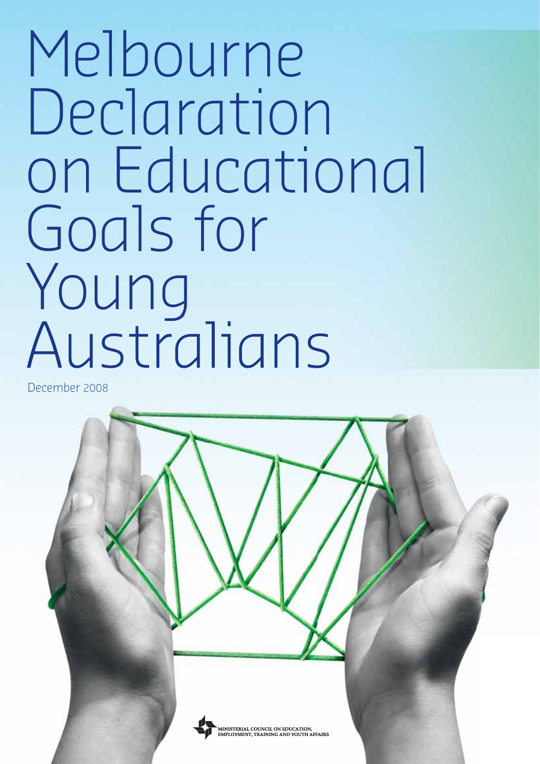# Melbourne Declaration on Educational Goals for Young Australians

December 2008

MINISTERIAL COUNCIL ON EDUCATION, EMPLOYMENT, TRAINING AND YOUTH AFFAIRS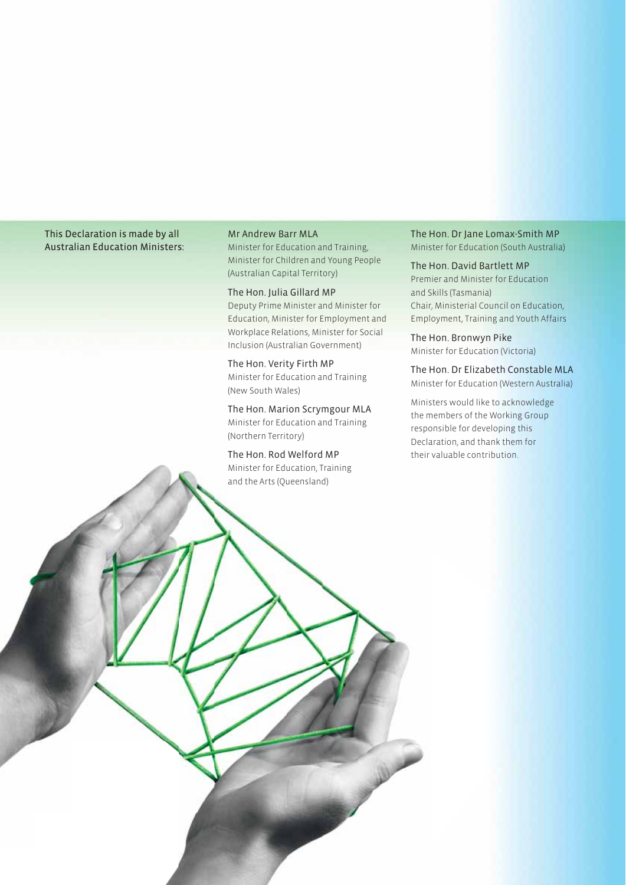This Declaration is made by all Australian Education Ministers:

Mr Andrew Barr MLA
Minister for Education and Training, Minister for Children and Young People (Australian Capital Territory)

The Hon. Julia Gillard MP
Deputy Prime Minister and Minister for Education, Minister for Employment and Workplace Relations, Minister for Social Inclusion (Australian Government)

The Hon. Verity Firth MP
Minister for Education and Training (New South Wales)

The Hon. Marion Scrymgour MLA
Minister for Education and Training (Northern Territory)

The Hon. Rod Welford MP
Minister for Education, Training and the Arts (Queensland)

The Hon. Dr Jane Lomax-Smith MP
Minister for Education (South Australia)

The Hon. David Bartlett MP
Premier and Minister for Education and Skills (Tasmania)
Chair, Ministerial Council on Education, Employment, Training and Youth Affairs

The Hon. Bronwyn Pike
Minister for Education (Victoria)

The Hon. Dr Elizabeth Constable MLA
Minister for Education (Western Australia)

Ministers would like to acknowledge the members of the Working Group responsible for developing this Declaration, and thank them for their valuable contribution.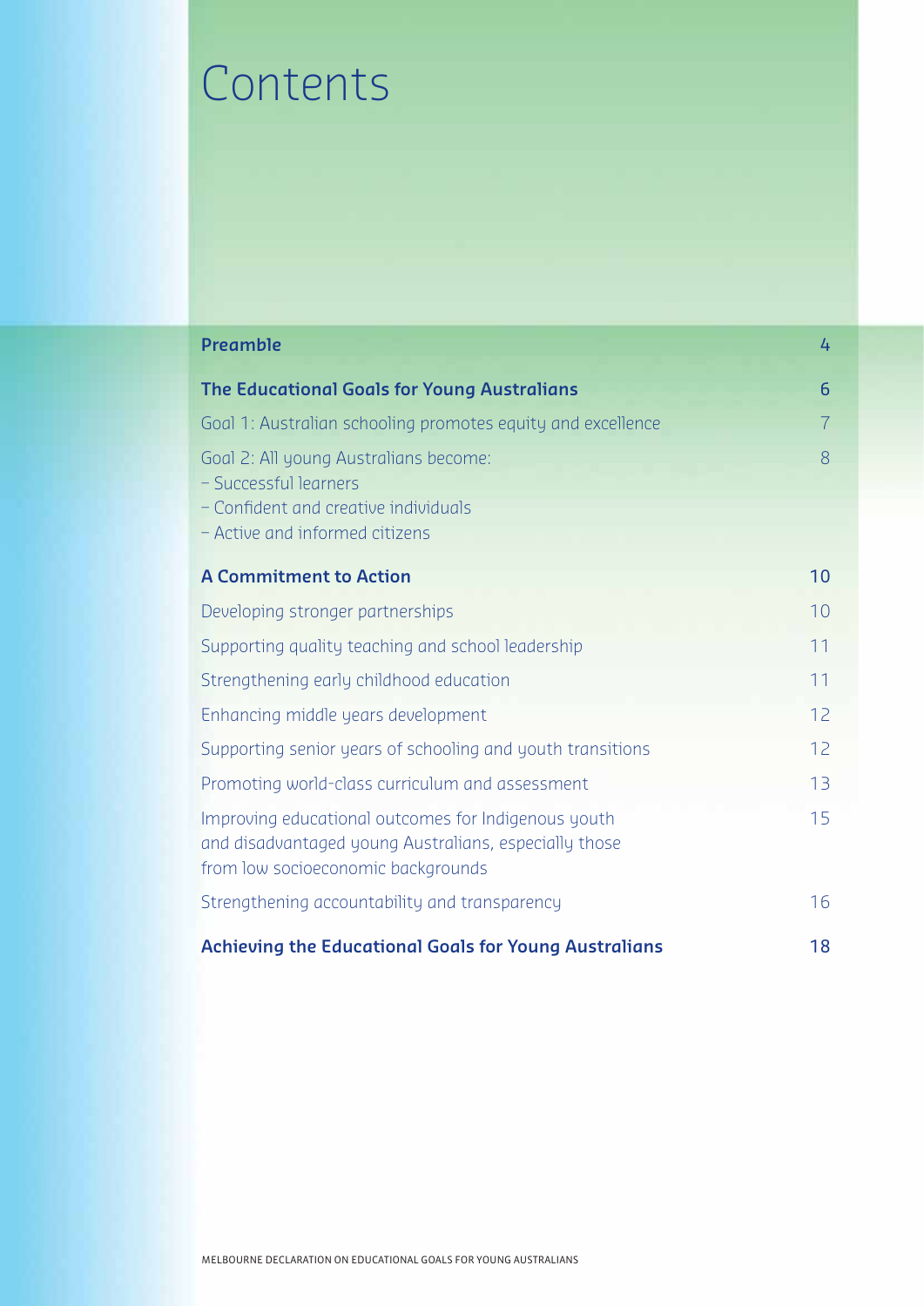# Contents

| | |
|---|---|
| **Preamble** | 4 |
| **The Educational Goals for Young Australians** | 6 |
| Goal 1: Australian schooling promotes equity and excellence | 7 |
| Goal 2: All young Australians become:<br>– Successful learners<br>– Confident and creative individuals<br>– Active and informed citizens | 8 |
| **A Commitment to Action** | 10 |
| Developing stronger partnerships | 10 |
| Supporting quality teaching and school leadership | 11 |
| Strengthening early childhood education | 11 |
| Enhancing middle years development | 12 |
| Supporting senior years of schooling and youth transitions | 12 |
| Promoting world-class curriculum and assessment | 13 |
| Improving educational outcomes for Indigenous youth and disadvantaged young Australians, especially those from low socioeconomic backgrounds | 15 |
| Strengthening accountability and transparency | 16 |
| **Achieving the Educational Goals for Young Australians** | 18 |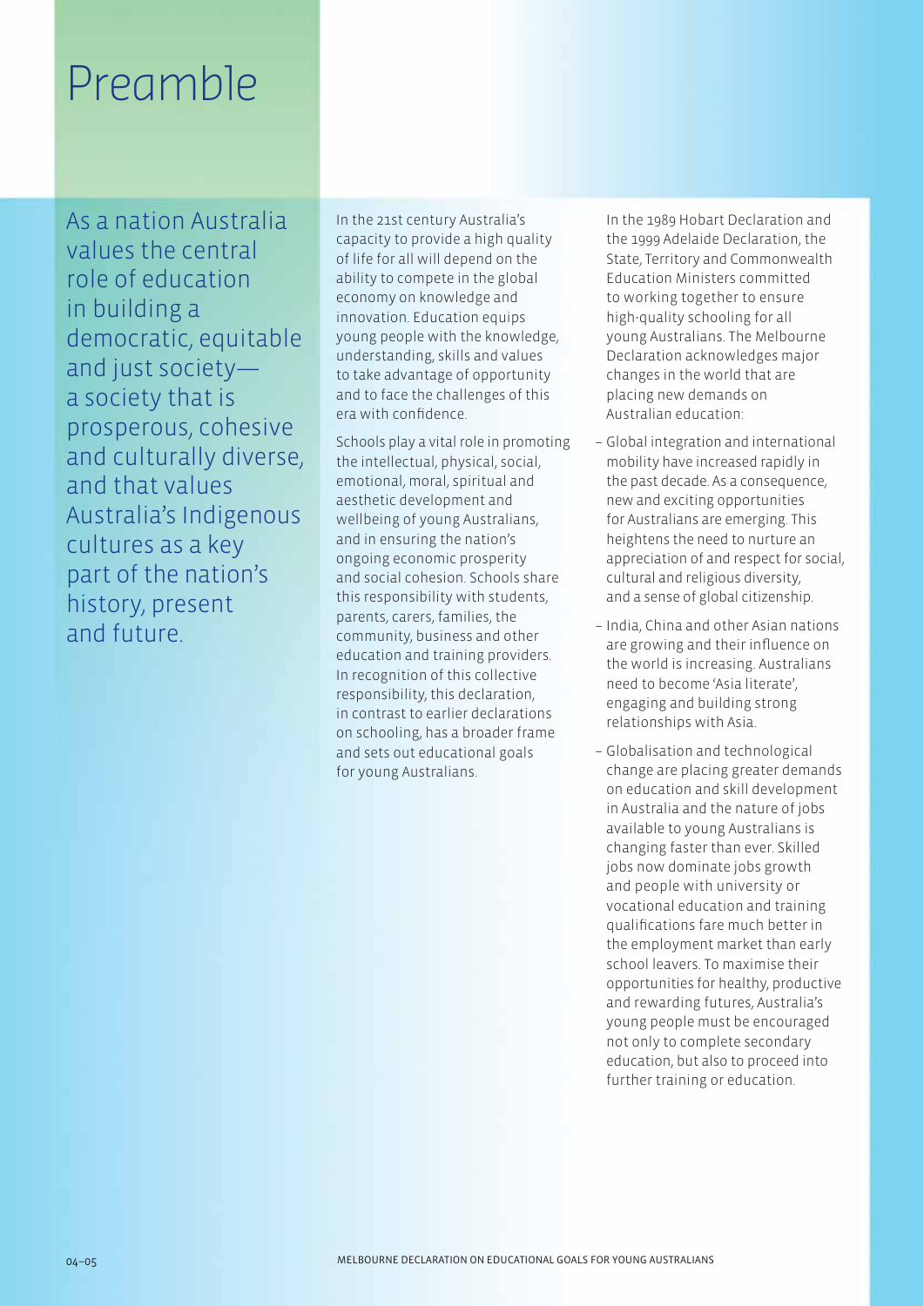# Preamble

As a nation Australia values the central role of education in building a democratic, equitable and just society—a society that is prosperous, cohesive and culturally diverse, and that values Australia's Indigenous cultures as a key part of the nation's history, present and future.

In the 21st century Australia's capacity to provide a high quality of life for all will depend on the ability to compete in the global economy on knowledge and innovation. Education equips young people with the knowledge, understanding, skills and values to take advantage of opportunity and to face the challenges of this era with confidence.

Schools play a vital role in promoting the intellectual, physical, social, emotional, moral, spiritual and aesthetic development and wellbeing of young Australians, and in ensuring the nation's ongoing economic prosperity and social cohesion. Schools share this responsibility with students, parents, carers, families, the community, business and other education and training providers. In recognition of this collective responsibility, this declaration, in contrast to earlier declarations on schooling, has a broader frame and sets out educational goals for young Australians.

In the 1989 Hobart Declaration and the 1999 Adelaide Declaration, the State, Territory and Commonwealth Education Ministers committed to working together to ensure high-quality schooling for all young Australians. The Melbourne Declaration acknowledges major changes in the world that are placing new demands on Australian education:

- Global integration and international mobility have increased rapidly in the past decade. As a consequence, new and exciting opportunities for Australians are emerging. This heightens the need to nurture an appreciation of and respect for social, cultural and religious diversity, and a sense of global citizenship.
- India, China and other Asian nations are growing and their influence on the world is increasing. Australians need to become 'Asia literate', engaging and building strong relationships with Asia.
- Globalisation and technological change are placing greater demands on education and skill development in Australia and the nature of jobs available to young Australians is changing faster than ever. Skilled jobs now dominate jobs growth and people with university or vocational education and training qualifications fare much better in the employment market than early school leavers. To maximise their opportunities for healthy, productive and rewarding futures, Australia's young people must be encouraged not only to complete secondary education, but also to proceed into further training or education.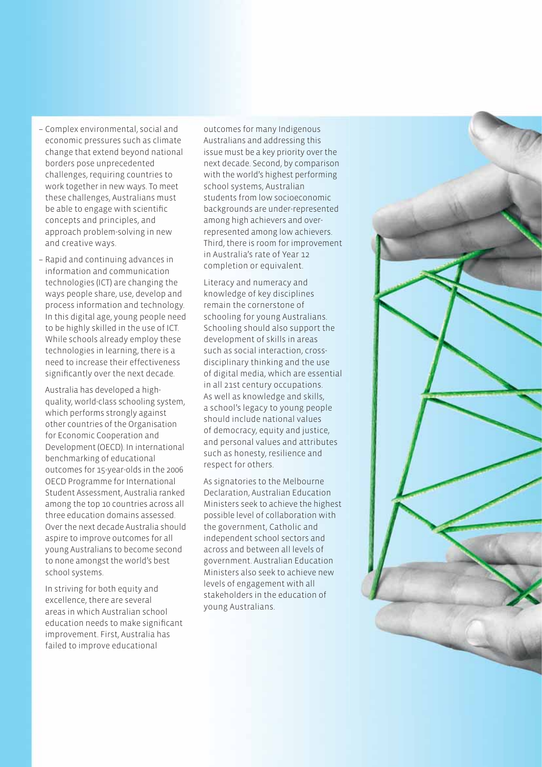- Complex environmental, social and economic pressures such as climate change that extend beyond national borders pose unprecedented challenges, requiring countries to work together in new ways. To meet these challenges, Australians must be able to engage with scientific concepts and principles, and approach problem-solving in new and creative ways.
- Rapid and continuing advances in information and communication technologies (ICT) are changing the ways people share, use, develop and process information and technology. In this digital age, young people need to be highly skilled in the use of ICT. While schools already employ these technologies in learning, there is a need to increase their effectiveness significantly over the next decade.

Australia has developed a high-quality, world-class schooling system, which performs strongly against other countries of the Organisation for Economic Cooperation and Development (OECD). In international benchmarking of educational outcomes for 15-year-olds in the 2006 OECD Programme for International Student Assessment, Australia ranked among the top 10 countries across all three education domains assessed. Over the next decade Australia should aspire to improve outcomes for all young Australians to become second to none amongst the world's best school systems.

In striving for both equity and excellence, there are several areas in which Australian school education needs to make significant improvement. First, Australia has failed to improve educational outcomes for many Indigenous Australians and addressing this issue must be a key priority over the next decade. Second, by comparison with the world's highest performing school systems, Australian students from low socioeconomic backgrounds are under-represented among high achievers and over-represented among low achievers. Third, there is room for improvement in Australia's rate of Year 12 completion or equivalent.

Literacy and numeracy and knowledge of key disciplines remain the cornerstone of schooling for young Australians. Schooling should also support the development of skills in areas such as social interaction, cross-disciplinary thinking and the use of digital media, which are essential in all 21st century occupations. As well as knowledge and skills, a school's legacy to young people should include national values of democracy, equity and justice, and personal values and attributes such as honesty, resilience and respect for others.

As signatories to the Melbourne Declaration, Australian Education Ministers seek to achieve the highest possible level of collaboration with the government, Catholic and independent school sectors and across and between all levels of government. Australian Education Ministers also seek to achieve new levels of engagement with all stakeholders in the education of young Australians.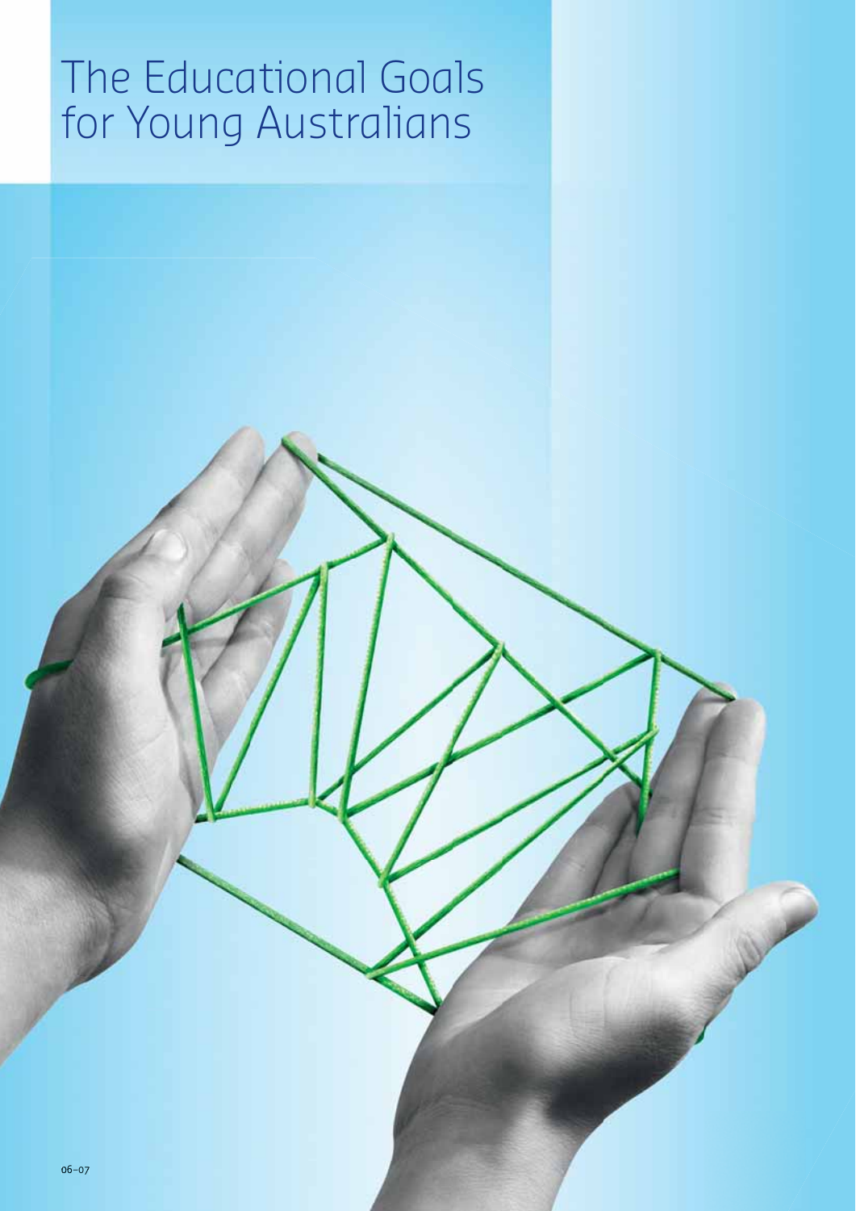# The Educational Goals for Young Australians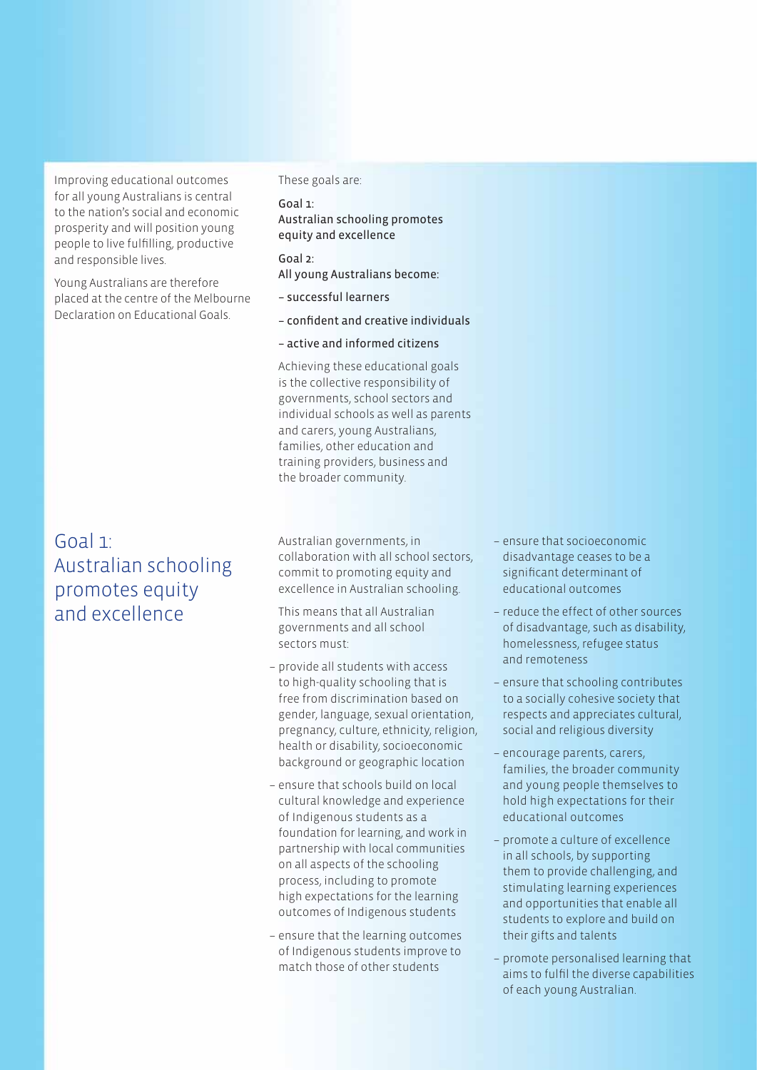Improving educational outcomes for all young Australians is central to the nation's social and economic prosperity and will position young people to live fulfilling, productive and responsible lives.

Young Australians are therefore placed at the centre of the Melbourne Declaration on Educational Goals.

These goals are:

**Goal 1:**
**Australian schooling promotes equity and excellence**

**Goal 2:**
**All young Australians become:**

- **successful learners**
- **confident and creative individuals**
- **active and informed citizens**

Achieving these educational goals is the collective responsibility of governments, school sectors and individual schools as well as parents and carers, young Australians, families, other education and training providers, business and the broader community.

## Goal 1: Australian schooling promotes equity and excellence

Australian governments, in collaboration with all school sectors, commit to promoting equity and excellence in Australian schooling.

This means that all Australian governments and all school sectors must:

- provide all students with access to high-quality schooling that is free from discrimination based on gender, language, sexual orientation, pregnancy, culture, ethnicity, religion, health or disability, socioeconomic background or geographic location
- ensure that schools build on local cultural knowledge and experience of Indigenous students as a foundation for learning, and work in partnership with local communities on all aspects of the schooling process, including to promote high expectations for the learning outcomes of Indigenous students
- ensure that the learning outcomes of Indigenous students improve to match those of other students
- ensure that socioeconomic disadvantage ceases to be a significant determinant of educational outcomes
- reduce the effect of other sources of disadvantage, such as disability, homelessness, refugee status and remoteness
- ensure that schooling contributes to a socially cohesive society that respects and appreciates cultural, social and religious diversity
- encourage parents, carers, families, the broader community and young people themselves to hold high expectations for their educational outcomes
- promote a culture of excellence in all schools, by supporting them to provide challenging, and stimulating learning experiences and opportunities that enable all students to explore and build on their gifts and talents
- promote personalised learning that aims to fulfil the diverse capabilities of each young Australian.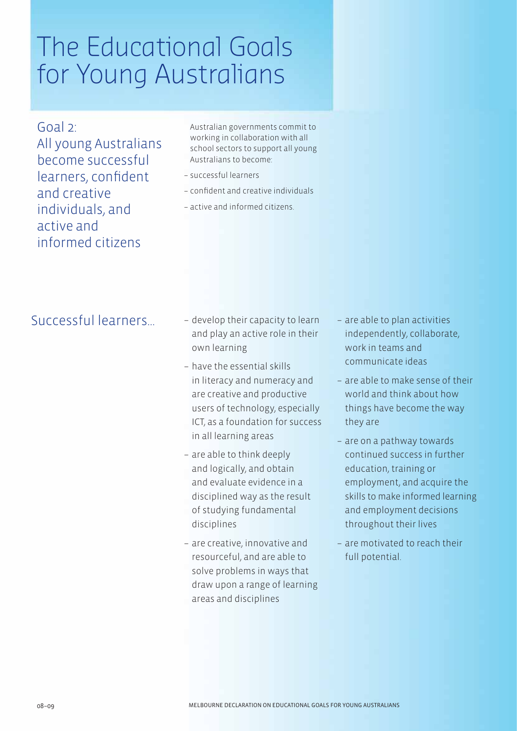# The Educational Goals for Young Australians

## Goal 2: All young Australians become successful learners, confident and creative individuals, and active and informed citizens

Australian governments commit to working in collaboration with all school sectors to support all young Australians to become:

- successful learners
- confident and creative individuals
- active and informed citizens.

## Successful learners...

- develop their capacity to learn and play an active role in their own learning
- have the essential skills in literacy and numeracy and are creative and productive users of technology, especially ICT, as a foundation for success in all learning areas
- are able to think deeply and logically, and obtain and evaluate evidence in a disciplined way as the result of studying fundamental disciplines
- are creative, innovative and resourceful, and are able to solve problems in ways that draw upon a range of learning areas and disciplines
- are able to plan activities independently, collaborate, work in teams and communicate ideas
- are able to make sense of their world and think about how things have become the way they are
- are on a pathway towards continued success in further education, training or employment, and acquire the skills to make informed learning and employment decisions throughout their lives
- are motivated to reach their full potential.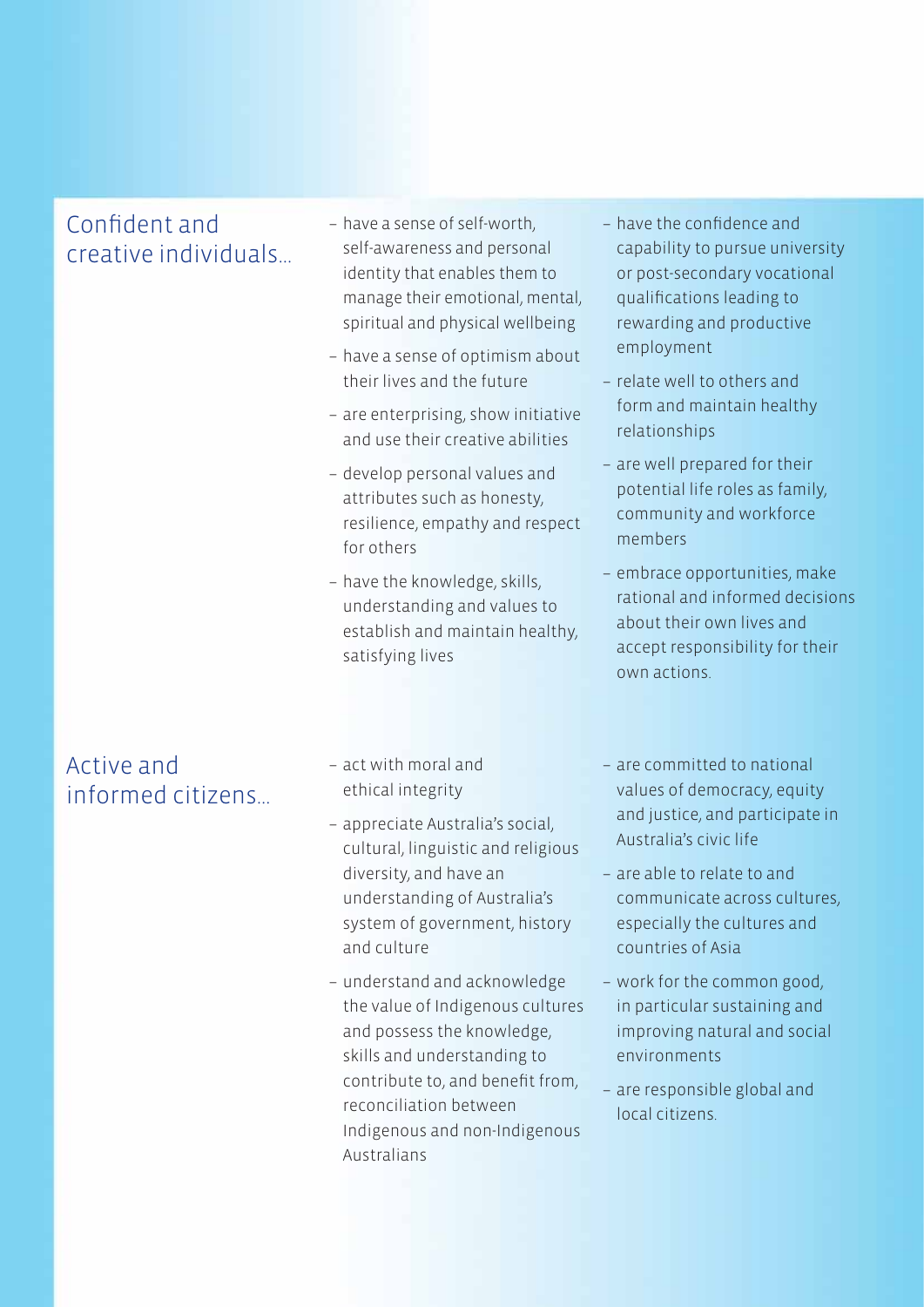## Confident and creative individuals...

- have a sense of self-worth, self-awareness and personal identity that enables them to manage their emotional, mental, spiritual and physical wellbeing
- have a sense of optimism about their lives and the future
- are enterprising, show initiative and use their creative abilities
- develop personal values and attributes such as honesty, resilience, empathy and respect for others
- have the knowledge, skills, understanding and values to establish and maintain healthy, satisfying lives
- have the confidence and capability to pursue university or post-secondary vocational qualifications leading to rewarding and productive employment
- relate well to others and form and maintain healthy relationships
- are well prepared for their potential life roles as family, community and workforce members
- embrace opportunities, make rational and informed decisions about their own lives and accept responsibility for their own actions.

## Active and informed citizens...

- act with moral and ethical integrity
- appreciate Australia's social, cultural, linguistic and religious diversity, and have an understanding of Australia's system of government, history and culture
- understand and acknowledge the value of Indigenous cultures and possess the knowledge, skills and understanding to contribute to, and benefit from, reconciliation between Indigenous and non-Indigenous Australians
- are committed to national values of democracy, equity and justice, and participate in Australia's civic life
- are able to relate to and communicate across cultures, especially the cultures and countries of Asia
- work for the common good, in particular sustaining and improving natural and social environments
- are responsible global and local citizens.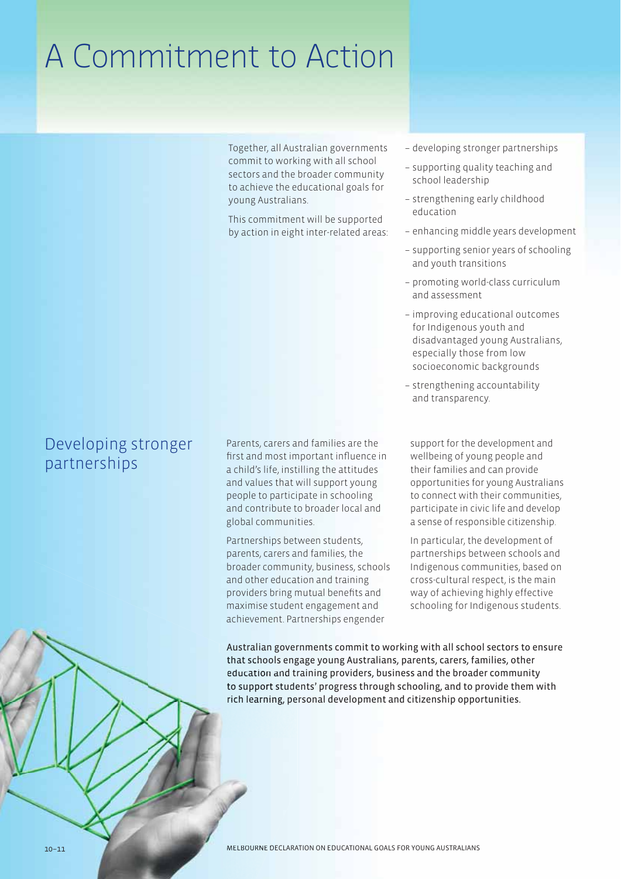# A Commitment to Action

Together, all Australian governments commit to working with all school sectors and the broader community to achieve the educational goals for young Australians.

This commitment will be supported by action in eight inter-related areas:

- developing stronger partnerships
- supporting quality teaching and school leadership
- strengthening early childhood education
- enhancing middle years development
- supporting senior years of schooling and youth transitions
- promoting world-class curriculum and assessment
- improving educational outcomes for Indigenous youth and disadvantaged young Australians, especially those from low socioeconomic backgrounds
- strengthening accountability and transparency.

## Developing stronger partnerships

Parents, carers and families are the first and most important influence in a child's life, instilling the attitudes and values that will support young people to participate in schooling and contribute to broader local and global communities.

Partnerships between students, parents, carers and families, the broader community, business, schools and other education and training providers bring mutual benefits and maximise student engagement and achievement. Partnerships engender support for the development and wellbeing of young people and their families and can provide opportunities for young Australians to connect with their communities, participate in civic life and develop a sense of responsible citizenship.

In particular, the development of partnerships between schools and Indigenous communities, based on cross-cultural respect, is the main way of achieving highly effective schooling for Indigenous students.

**Australian governments commit to working with all school sectors to ensure that schools engage young Australians, parents, carers, families, other education and training providers, business and the broader community to support students' progress through schooling, and to provide them with rich learning, personal development and citizenship opportunities.**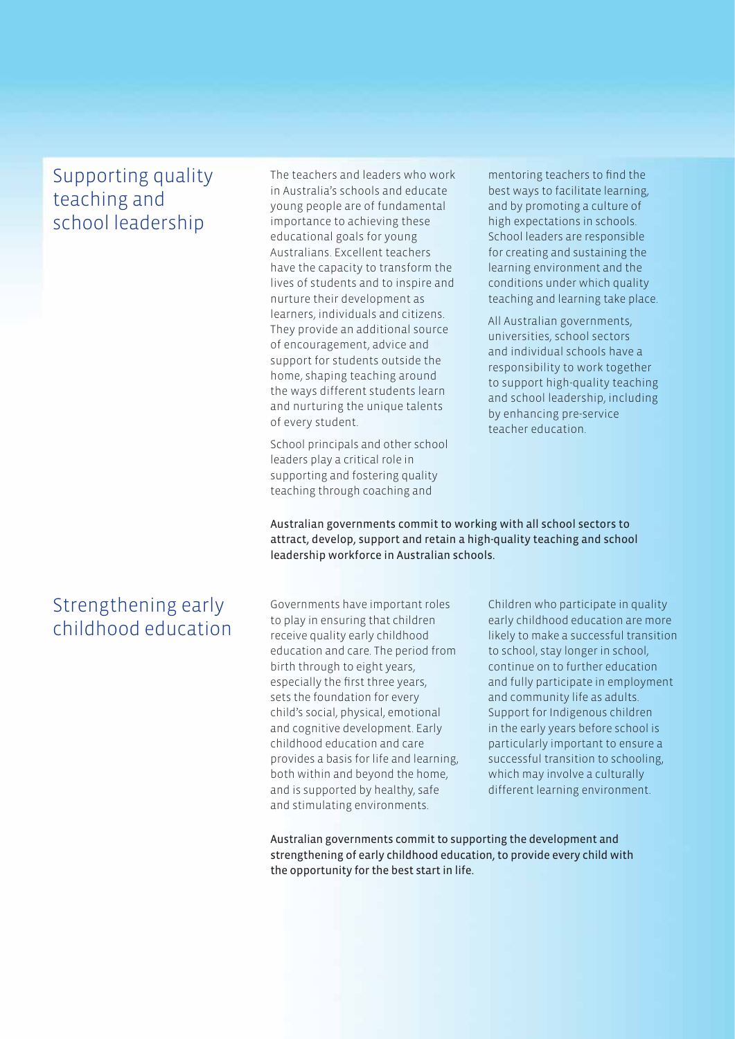## Supporting quality teaching and school leadership

The teachers and leaders who work in Australia's schools and educate young people are of fundamental importance to achieving these educational goals for young Australians. Excellent teachers have the capacity to transform the lives of students and to inspire and nurture their development as learners, individuals and citizens. They provide an additional source of encouragement, advice and support for students outside the home, shaping teaching around the ways different students learn and nurturing the unique talents of every student.

School principals and other school leaders play a critical role in supporting and fostering quality teaching through coaching and mentoring teachers to find the best ways to facilitate learning, and by promoting a culture of high expectations in schools. School leaders are responsible for creating and sustaining the learning environment and the conditions under which quality teaching and learning take place.

All Australian governments, universities, school sectors and individual schools have a responsibility to work together to support high-quality teaching and school leadership, including by enhancing pre-service teacher education.

**Australian governments commit to working with all school sectors to attract, develop, support and retain a high-quality teaching and school leadership workforce in Australian schools.**

## Strengthening early childhood education

Governments have important roles to play in ensuring that children receive quality early childhood education and care. The period from birth through to eight years, especially the first three years, sets the foundation for every child's social, physical, emotional and cognitive development. Early childhood education and care provides a basis for life and learning, both within and beyond the home, and is supported by healthy, safe and stimulating environments.

Children who participate in quality early childhood education are more likely to make a successful transition to school, stay longer in school, continue on to further education and fully participate in employment and community life as adults. Support for Indigenous children in the early years before school is particularly important to ensure a successful transition to schooling, which may involve a culturally different learning environment.

**Australian governments commit to supporting the development and strengthening of early childhood education, to provide every child with the opportunity for the best start in life.**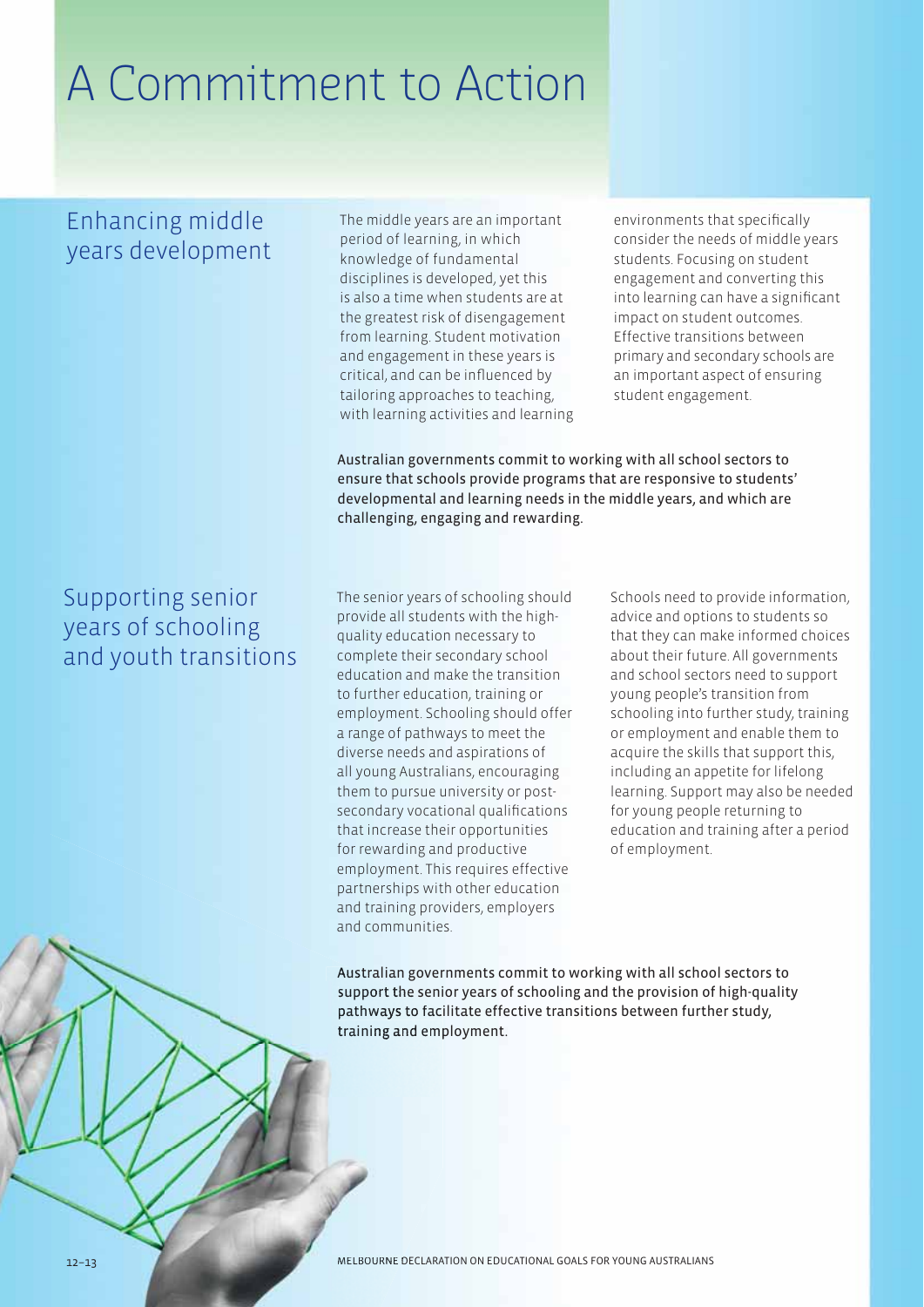# A Commitment to Action

## Enhancing middle years development

The middle years are an important period of learning, in which knowledge of fundamental disciplines is developed, yet this is also a time when students are at the greatest risk of disengagement from learning. Student motivation and engagement in these years is critical, and can be influenced by tailoring approaches to teaching, with learning activities and learning environments that specifically consider the needs of middle years students. Focusing on student engagement and converting this into learning can have a significant impact on student outcomes. Effective transitions between primary and secondary schools are an important aspect of ensuring student engagement.

**Australian governments commit to working with all school sectors to ensure that schools provide programs that are responsive to students' developmental and learning needs in the middle years, and which are challenging, engaging and rewarding.**

## Supporting senior years of schooling and youth transitions

The senior years of schooling should provide all students with the high-quality education necessary to complete their secondary school education and make the transition to further education, training or employment. Schooling should offer a range of pathways to meet the diverse needs and aspirations of all young Australians, encouraging them to pursue university or post-secondary vocational qualifications that increase their opportunities for rewarding and productive employment. This requires effective partnerships with other education and training providers, employers and communities.

Schools need to provide information, advice and options to students so that they can make informed choices about their future. All governments and school sectors need to support young people's transition from schooling into further study, training or employment and enable them to acquire the skills that support this, including an appetite for lifelong learning. Support may also be needed for young people returning to education and training after a period of employment.

**Australian governments commit to working with all school sectors to support the senior years of schooling and the provision of high-quality pathways to facilitate effective transitions between further study, training and employment.**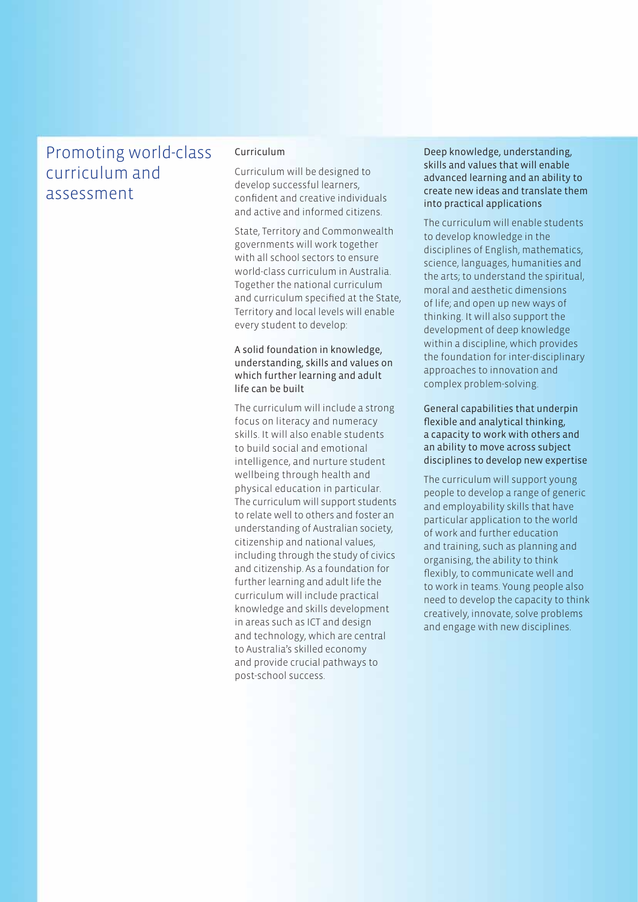# Promoting world-class curriculum and assessment

## Curriculum

Curriculum will be designed to develop successful learners, confident and creative individuals and active and informed citizens.

State, Territory and Commonwealth governments will work together with all school sectors to ensure world-class curriculum in Australia. Together the national curriculum and curriculum specified at the State, Territory and local levels will enable every student to develop:

### A solid foundation in knowledge, understanding, skills and values on which further learning and adult life can be built

The curriculum will include a strong focus on literacy and numeracy skills. It will also enable students to build social and emotional intelligence, and nurture student wellbeing through health and physical education in particular. The curriculum will support students to relate well to others and foster an understanding of Australian society, citizenship and national values, including through the study of civics and citizenship. As a foundation for further learning and adult life the curriculum will include practical knowledge and skills development in areas such as ICT and design and technology, which are central to Australia's skilled economy and provide crucial pathways to post-school success.

### Deep knowledge, understanding, skills and values that will enable advanced learning and an ability to create new ideas and translate them into practical applications

The curriculum will enable students to develop knowledge in the disciplines of English, mathematics, science, languages, humanities and the arts; to understand the spiritual, moral and aesthetic dimensions of life; and open up new ways of thinking. It will also support the development of deep knowledge within a discipline, which provides the foundation for inter-disciplinary approaches to innovation and complex problem-solving.

### General capabilities that underpin flexible and analytical thinking, a capacity to work with others and an ability to move across subject disciplines to develop new expertise

The curriculum will support young people to develop a range of generic and employability skills that have particular application to the world of work and further education and training, such as planning and organising, the ability to think flexibly, to communicate well and to work in teams. Young people also need to develop the capacity to think creatively, innovate, solve problems and engage with new disciplines.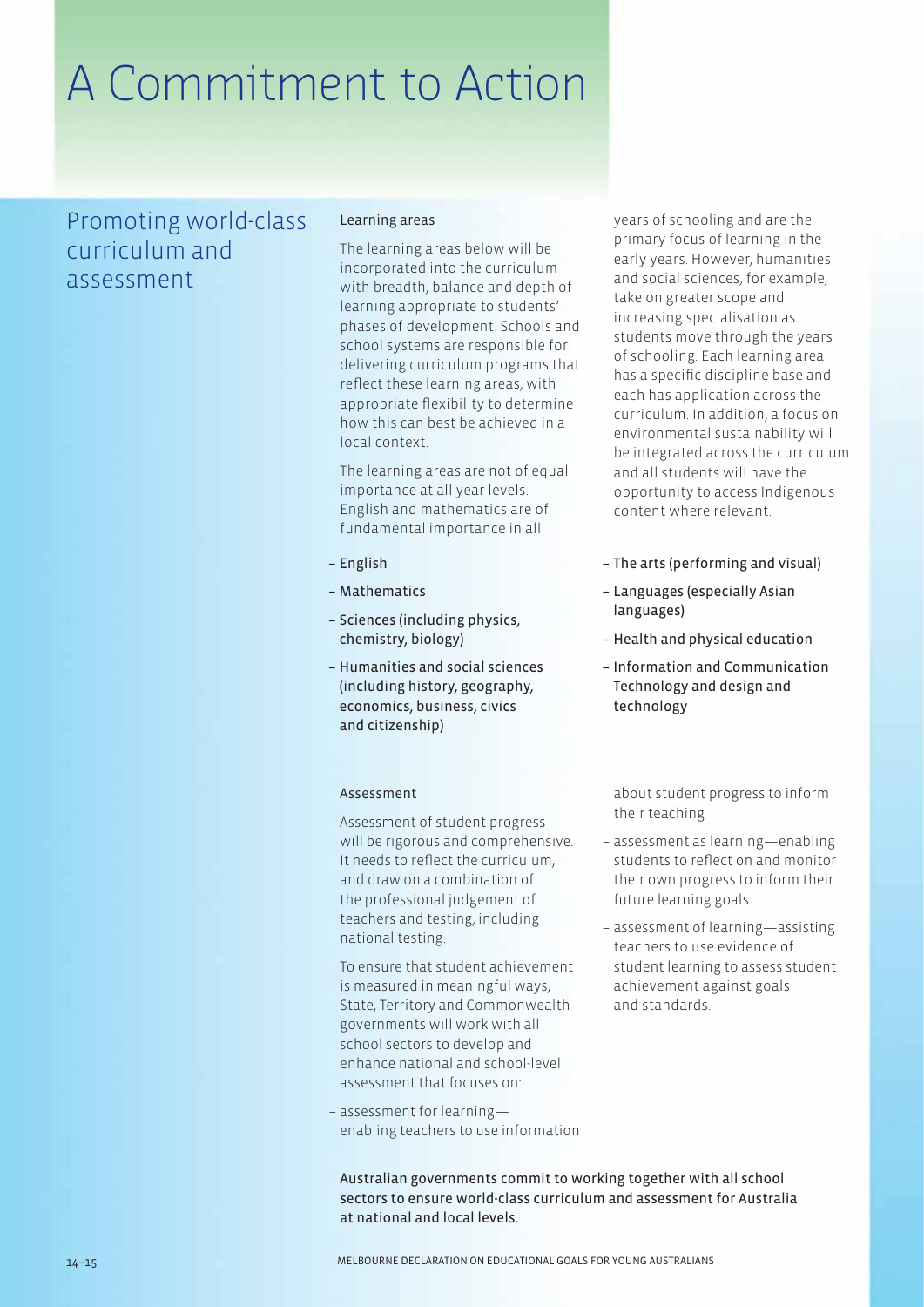# A Commitment to Action

## Promoting world-class curriculum and assessment

### Learning areas

The learning areas below will be incorporated into the curriculum with breadth, balance and depth of learning appropriate to students' phases of development. Schools and school systems are responsible for delivering curriculum programs that reflect these learning areas, with appropriate flexibility to determine how this can best be achieved in a local context.

The learning areas are not of equal importance at all year levels. English and mathematics are of fundamental importance in all years of schooling and are the primary focus of learning in the early years. However, humanities and social sciences, for example, take on greater scope and increasing specialisation as students move through the years of schooling. Each learning area has a specific discipline base and each has application across the curriculum. In addition, a focus on environmental sustainability will be integrated across the curriculum and all students will have the opportunity to access Indigenous content where relevant.

- English
- Mathematics
- Sciences (including physics, chemistry, biology)
- Humanities and social sciences (including history, geography, economics, business, civics and citizenship)
- The arts (performing and visual)
- Languages (especially Asian languages)
- Health and physical education
- Information and Communication Technology and design and technology

### Assessment

Assessment of student progress will be rigorous and comprehensive. It needs to reflect the curriculum, and draw on a combination of the professional judgement of teachers and testing, including national testing.

To ensure that student achievement is measured in meaningful ways, State, Territory and Commonwealth governments will work with all school sectors to develop and enhance national and school-level assessment that focuses on:

- assessment for learning—enabling teachers to use information about student progress to inform their teaching
- assessment as learning—enabling students to reflect on and monitor their own progress to inform their future learning goals
- assessment of learning—assisting teachers to use evidence of student learning to assess student achievement against goals and standards.

**Australian governments commit to working together with all school sectors to ensure world-class curriculum and assessment for Australia at national and local levels.**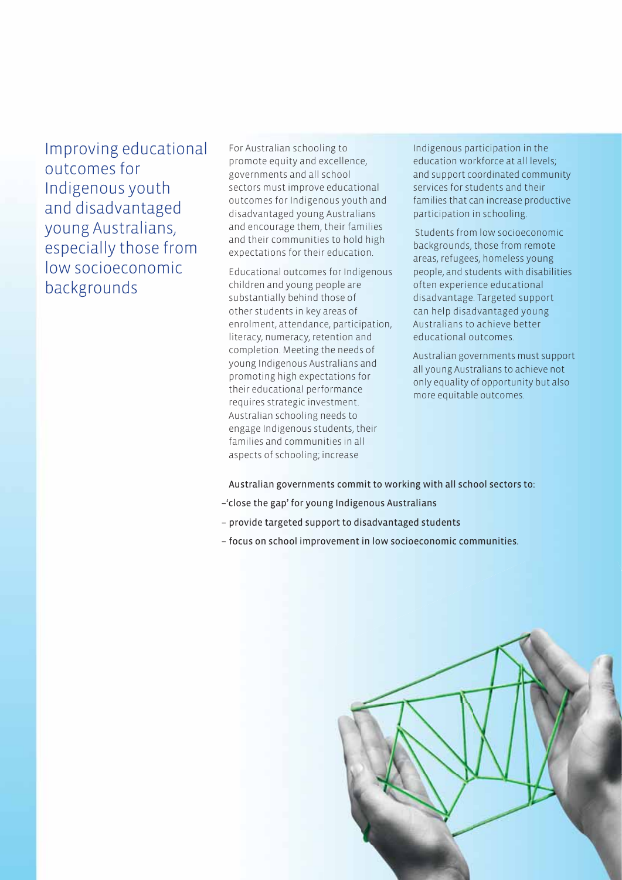# Improving educational outcomes for Indigenous youth and disadvantaged young Australians, especially those from low socioeconomic backgrounds

For Australian schooling to promote equity and excellence, governments and all school sectors must improve educational outcomes for Indigenous youth and disadvantaged young Australians and encourage them, their families and their communities to hold high expectations for their education.

Educational outcomes for Indigenous children and young people are substantially behind those of other students in key areas of enrolment, attendance, participation, literacy, numeracy, retention and completion. Meeting the needs of young Indigenous Australians and promoting high expectations for their educational performance requires strategic investment. Australian schooling needs to engage Indigenous students, their families and communities in all aspects of schooling; increase Indigenous participation in the education workforce at all levels; and support coordinated community services for students and their families that can increase productive participation in schooling.

Students from low socioeconomic backgrounds, those from remote areas, refugees, homeless young people, and students with disabilities often experience educational disadvantage. Targeted support can help disadvantaged young Australians to achieve better educational outcomes.

Australian governments must support all young Australians to achieve not only equality of opportunity but also more equitable outcomes.

Australian governments commit to working with all school sectors to:

- 'close the gap' for young Indigenous Australians
- provide targeted support to disadvantaged students
- focus on school improvement in low socioeconomic communities.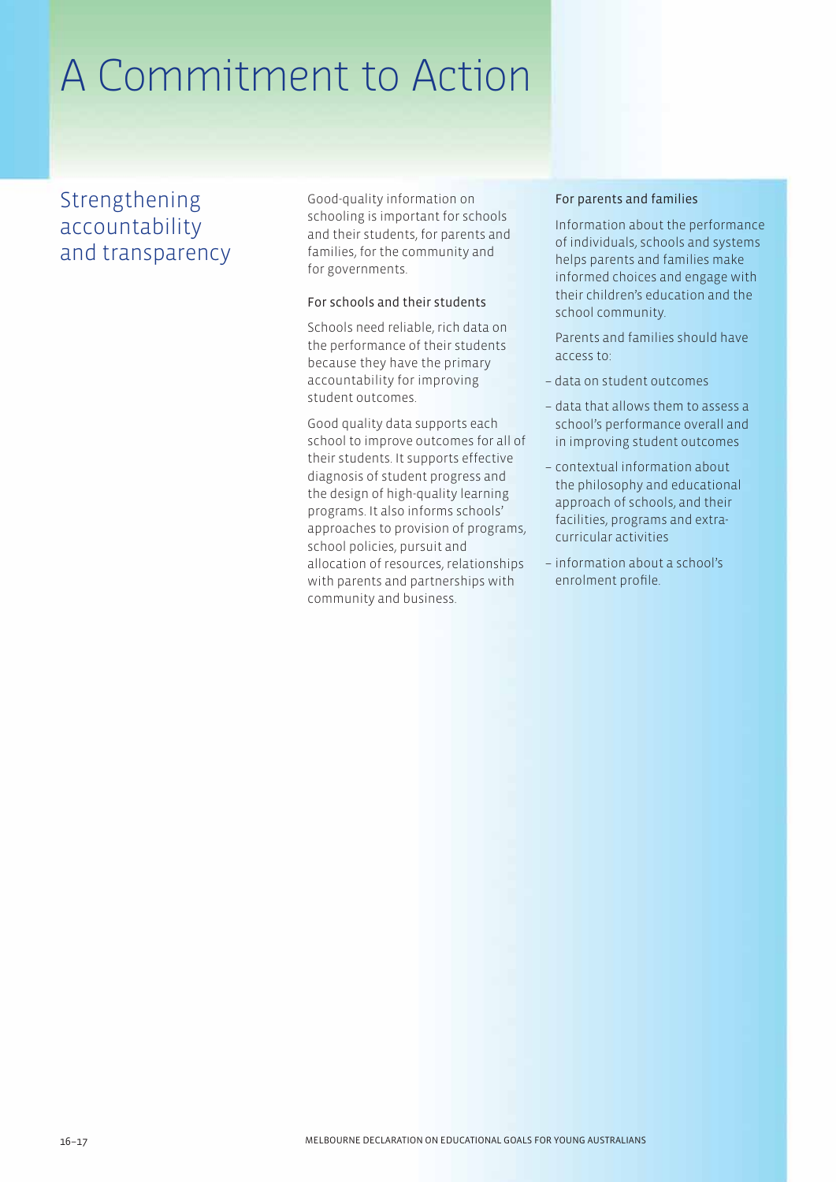# A Commitment to Action

## Strengthening accountability and transparency

Good-quality information on schooling is important for schools and their students, for parents and families, for the community and for governments.

### For schools and their students

Schools need reliable, rich data on the performance of their students because they have the primary accountability for improving student outcomes.

Good quality data supports each school to improve outcomes for all of their students. It supports effective diagnosis of student progress and the design of high-quality learning programs. It also informs schools' approaches to provision of programs, school policies, pursuit and allocation of resources, relationships with parents and partnerships with community and business.

### For parents and families

Information about the performance of individuals, schools and systems helps parents and families make informed choices and engage with their children's education and the school community.

Parents and families should have access to:

- data on student outcomes
- data that allows them to assess a school's performance overall and in improving student outcomes
- contextual information about the philosophy and educational approach of schools, and their facilities, programs and extra-curricular activities
- information about a school's enrolment profile.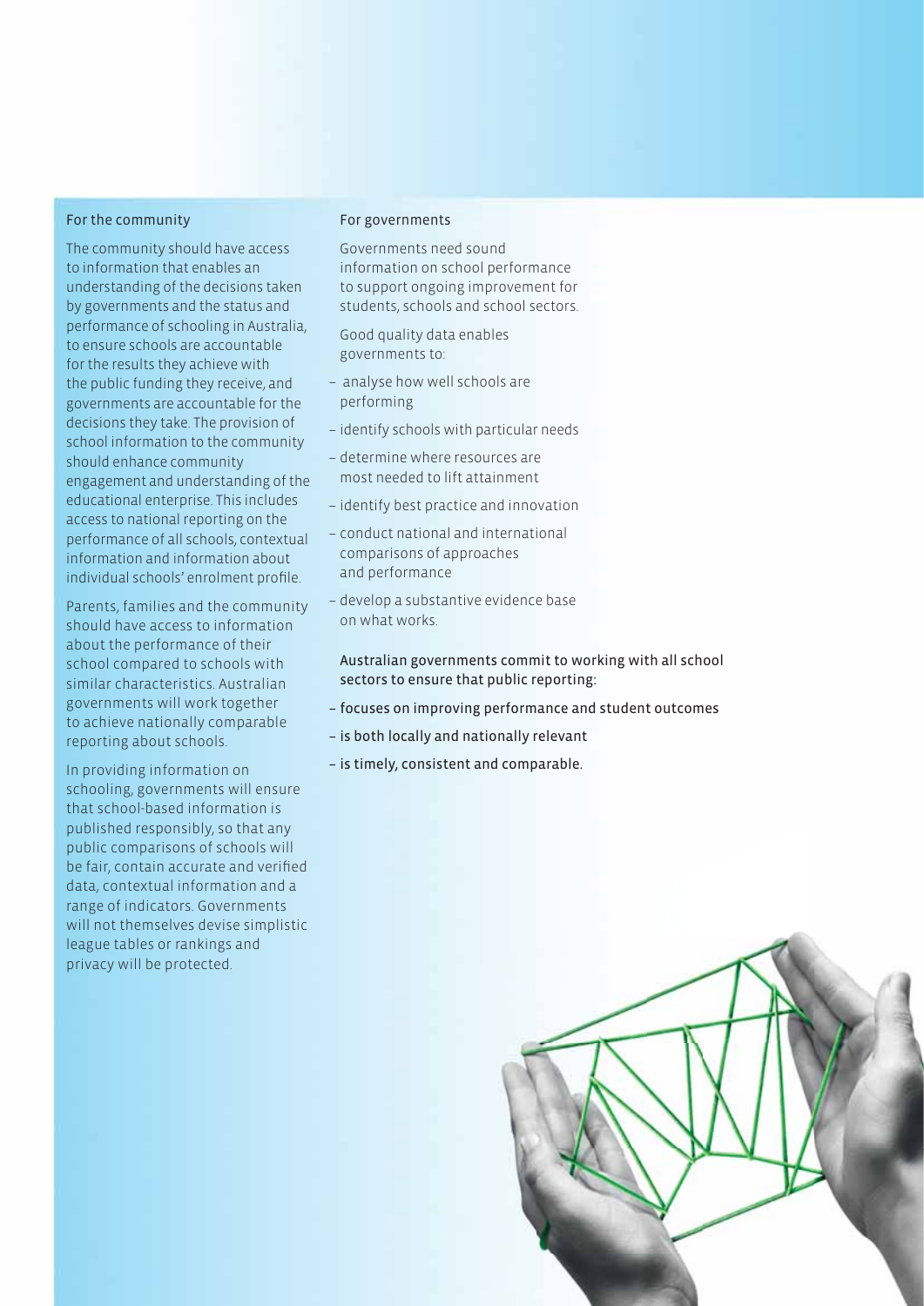### For the community

The community should have access to information that enables an understanding of the decisions taken by governments and the status and performance of schooling in Australia, to ensure schools are accountable for the results they achieve with the public funding they receive, and governments are accountable for the decisions they take. The provision of school information to the community should enhance community engagement and understanding of the educational enterprise. This includes access to national reporting on the performance of all schools, contextual information and information about individual schools' enrolment profile.

Parents, families and the community should have access to information about the performance of their school compared to schools with similar characteristics. Australian governments will work together to achieve nationally comparable reporting about schools.

In providing information on schooling, governments will ensure that school-based information is published responsibly, so that any public comparisons of schools will be fair, contain accurate and verified data, contextual information and a range of indicators. Governments will not themselves devise simplistic league tables or rankings and privacy will be protected.

### For governments

Governments need sound information on school performance to support ongoing improvement for students, schools and school sectors.

Good quality data enables governments to:

- analyse how well schools are performing
- identify schools with particular needs
- determine where resources are most needed to lift attainment
- identify best practice and innovation
- conduct national and international comparisons of approaches and performance
- develop a substantive evidence base on what works.

Australian governments commit to working with all school sectors to ensure that public reporting:

- focuses on improving performance and student outcomes
- is both locally and nationally relevant
- is timely, consistent and comparable.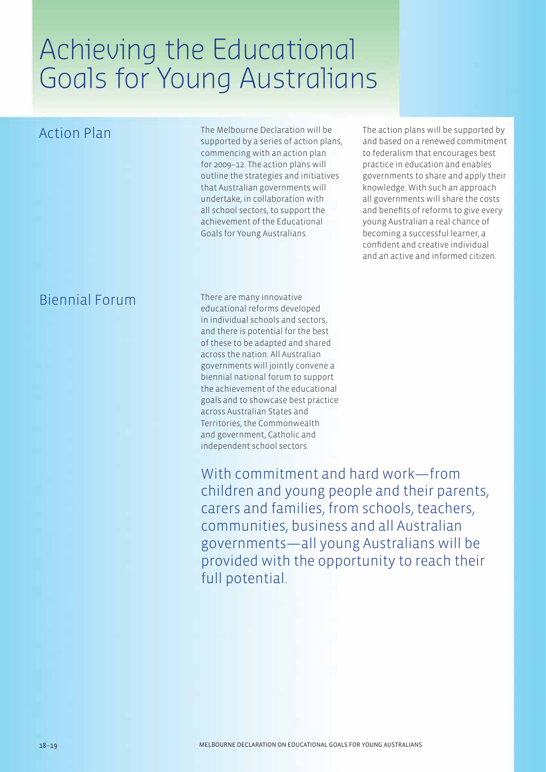# Achieving the Educational Goals for Young Australians

## Action Plan

The Melbourne Declaration will be supported by a series of action plans, commencing with an action plan for 2009–12. The action plans will outline the strategies and initiatives that Australian governments will undertake, in collaboration with all school sectors, to support the achievement of the Educational Goals for Young Australians.

The action plans will be supported by and based on a renewed commitment to federalism that encourages best practice in education and enables governments to share and apply their knowledge. With such an approach all governments will share the costs and benefits of reforms to give every young Australian a real chance of becoming a successful learner, a confident and creative individual and an active and informed citizen.

## Biennial Forum

There are many innovative educational reforms developed in individual schools and sectors, and there is potential for the best of these to be adapted and shared across the nation. All Australian governments will jointly convene a biennial national forum to support the achievement of the educational goals and to showcase best practice across Australian States and Territories, the Commonwealth and government, Catholic and independent school sectors.

With commitment and hard work—from children and young people and their parents, carers and families, from schools, teachers, communities, business and all Australian governments—all young Australians will be provided with the opportunity to reach their full potential.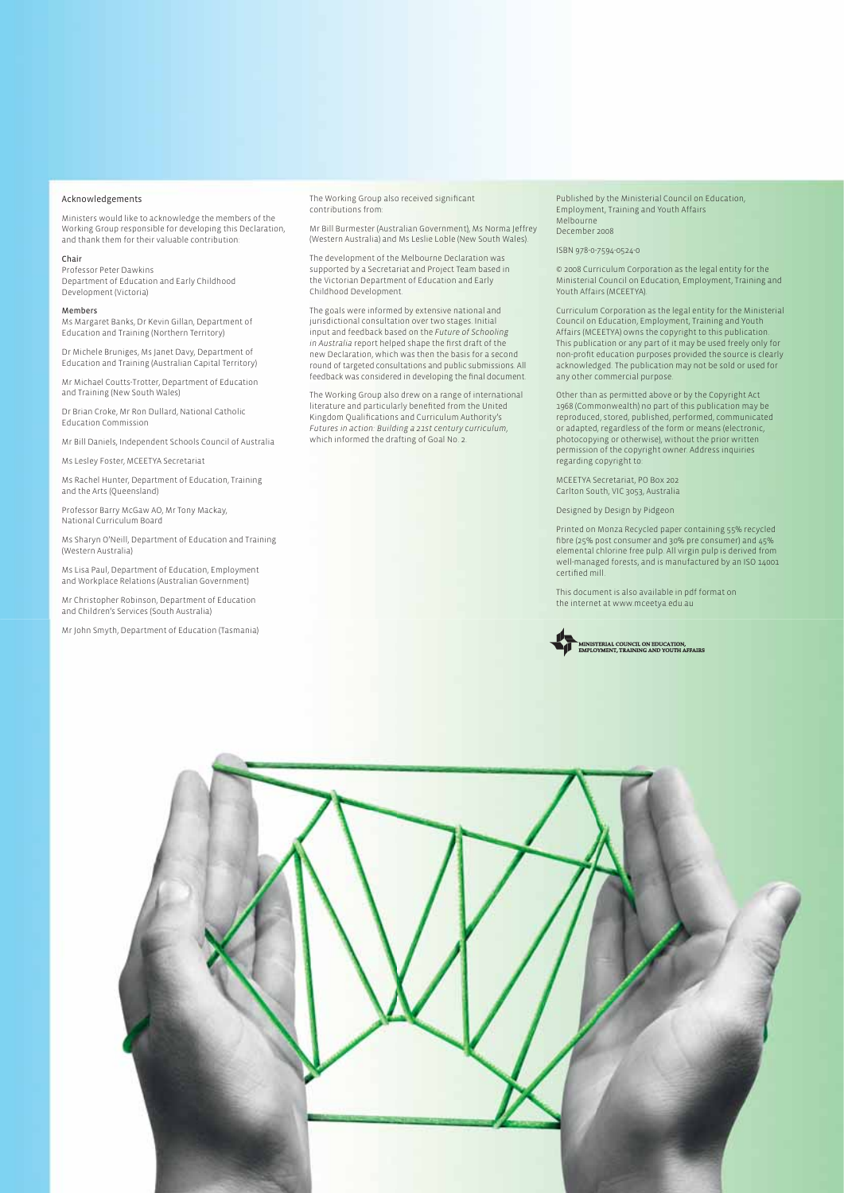## Acknowledgements

Ministers would like to acknowledge the members of the Working Group responsible for developing this Declaration, and thank them for their valuable contribution:

### Chair

Professor Peter Dawkins
Department of Education and Early Childhood Development (Victoria)

### Members

Ms Margaret Banks, Dr Kevin Gillan, Department of Education and Training (Northern Territory)

Dr Michele Bruniges, Ms Janet Davy, Department of Education and Training (Australian Capital Territory)

Mr Michael Coutts-Trotter, Department of Education and Training (New South Wales)

Dr Brian Croke, Mr Ron Dullard, National Catholic Education Commission

Mr Bill Daniels, Independent Schools Council of Australia

Ms Lesley Foster, MCEETYA Secretariat

Ms Rachel Hunter, Department of Education, Training and the Arts (Queensland)

Professor Barry McGaw AO, Mr Tony Mackay, National Curriculum Board

Ms Sharyn O'Neill, Department of Education and Training (Western Australia)

Ms Lisa Paul, Department of Education, Employment and Workplace Relations (Australian Government)

Mr Christopher Robinson, Department of Education and Children's Services (South Australia)

Mr John Smyth, Department of Education (Tasmania)

The Working Group also received significant contributions from:

Mr Bill Burmester (Australian Government), Ms Norma Jeffrey (Western Australia) and Ms Leslie Loble (New South Wales).

The development of the Melbourne Declaration was supported by a Secretariat and Project Team based in the Victorian Department of Education and Early Childhood Development.

The goals were informed by extensive national and jurisdictional consultation over two stages. Initial input and feedback based on the *Future of Schooling in Australia* report helped shape the first draft of the new Declaration, which was then the basis for a second round of targeted consultations and public submissions. All feedback was considered in developing the final document.

The Working Group also drew on a range of international literature and particularly benefited from the United Kingdom Qualifications and Curriculum Authority's *Futures in action: Building a 21st century curriculum*, which informed the drafting of Goal No. 2.

Published by the Ministerial Council on Education, Employment, Training and Youth Affairs
Melbourne
December 2008

ISBN 978-0-7594-0524-0

© 2008 Curriculum Corporation as the legal entity for the Ministerial Council on Education, Employment, Training and Youth Affairs (MCEETYA).

Curriculum Corporation as the legal entity for the Ministerial Council on Education, Employment, Training and Youth Affairs (MCEETYA) owns the copyright to this publication. This publication or any part of it may be used freely only for non-profit education purposes provided the source is clearly acknowledged. The publication may not be sold or used for any other commercial purpose.

Other than as permitted above or by the Copyright Act 1968 (Commonwealth) no part of this publication may be reproduced, stored, published, performed, communicated or adapted, regardless of the form or means (electronic, photocopying or otherwise), without the prior written permission of the copyright owner. Address inquiries regarding copyright to:

MCEETYA Secretariat, PO Box 202
Carlton South, VIC 3053, Australia

Designed by Design by Pidgeon

Printed on Monza Recycled paper containing 55% recycled fibre (25% post consumer and 30% pre consumer) and 45% elemental chlorine free pulp. All virgin pulp is derived from well-managed forests, and is manufactured by an ISO 14001 certified mill.

This document is also available in pdf format on the internet at www.mceetya.edu.au

MINISTERIAL COUNCIL ON EDUCATION, EMPLOYMENT, TRAINING AND YOUTH AFFAIRS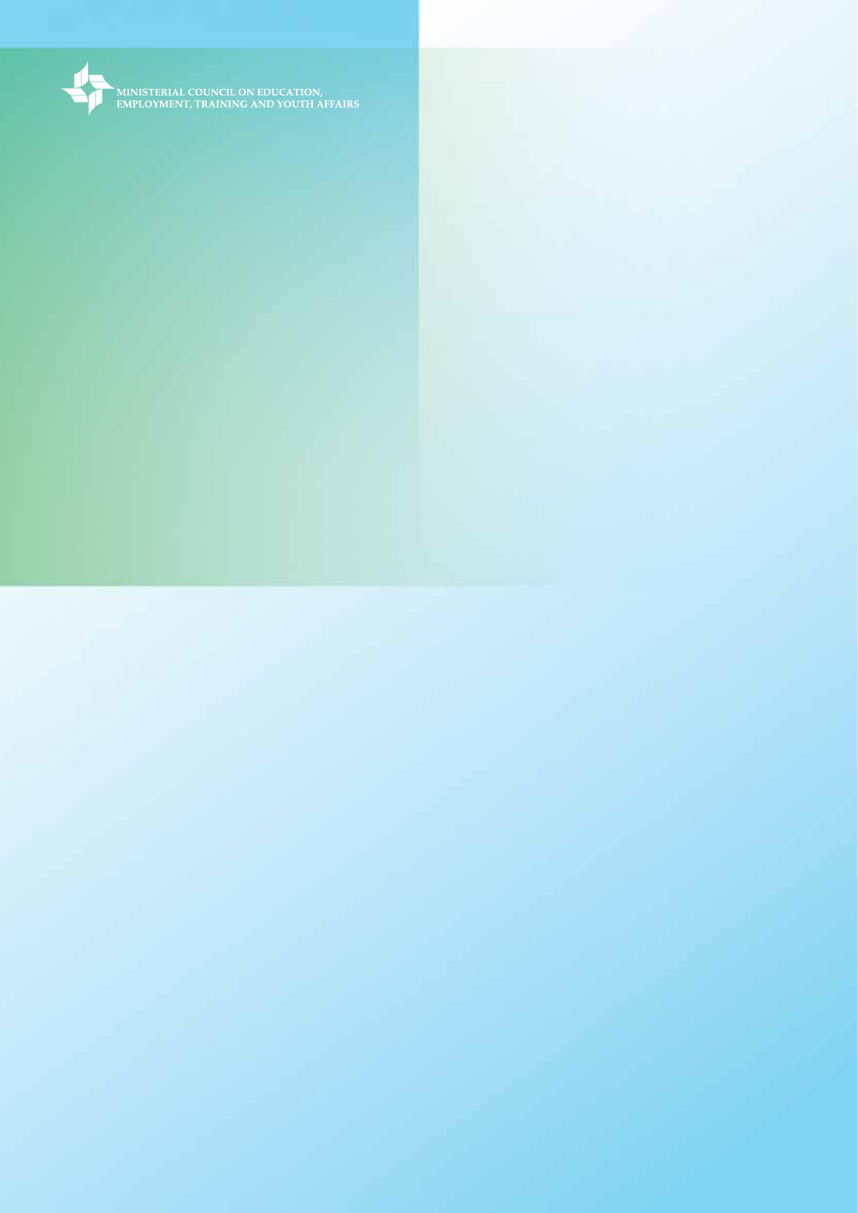MINISTERIAL COUNCIL ON EDUCATION,
EMPLOYMENT, TRAINING AND YOUTH AFFAIRS